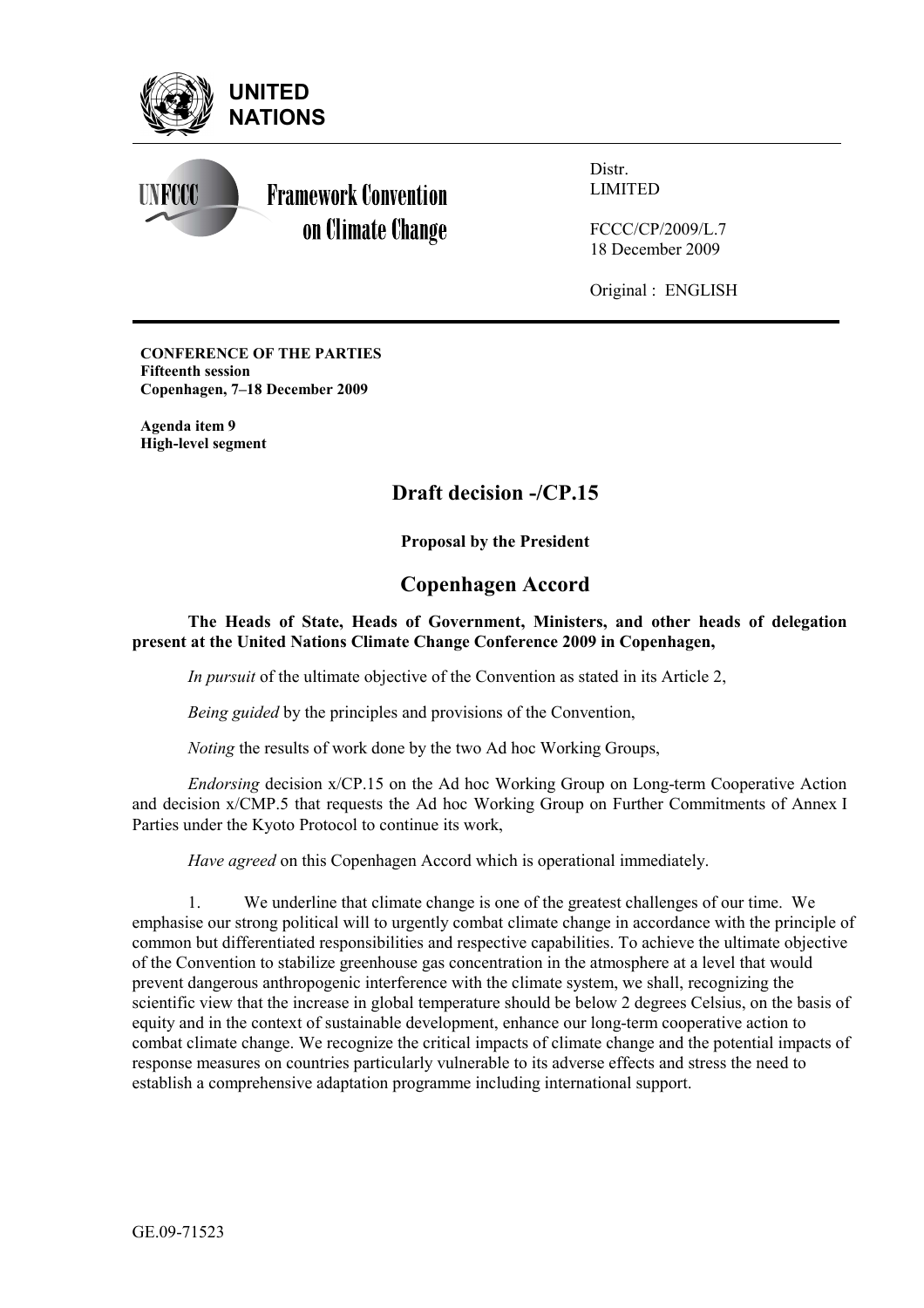**UNITED NATIONS**

**Framework Convention on Climate Change**

Distr.
LIMITED

FCCC/CP/2009/L.7
18 December 2009

Original : ENGLISH

**CONFERENCE OF THE PARTIES**
**Fifteenth session**
**Copenhagen, 7–18 December 2009**

**Agenda item 9**
**High-level segment**

## Draft decision -/CP.15

**Proposal by the President**

## Copenhagen Accord

**The Heads of State, Heads of Government, Ministers, and other heads of delegation present at the United Nations Climate Change Conference 2009 in Copenhagen,**

*In pursuit* of the ultimate objective of the Convention as stated in its Article 2,

*Being guided* by the principles and provisions of the Convention,

*Noting* the results of work done by the two Ad hoc Working Groups,

*Endorsing* decision x/CP.15 on the Ad hoc Working Group on Long-term Cooperative Action and decision x/CMP.5 that requests the Ad hoc Working Group on Further Commitments of Annex I Parties under the Kyoto Protocol to continue its work,

*Have agreed* on this Copenhagen Accord which is operational immediately.

1. We underline that climate change is one of the greatest challenges of our time. We emphasise our strong political will to urgently combat climate change in accordance with the principle of common but differentiated responsibilities and respective capabilities. To achieve the ultimate objective of the Convention to stabilize greenhouse gas concentration in the atmosphere at a level that would prevent dangerous anthropogenic interference with the climate system, we shall, recognizing the scientific view that the increase in global temperature should be below 2 degrees Celsius, on the basis of equity and in the context of sustainable development, enhance our long-term cooperative action to combat climate change. We recognize the critical impacts of climate change and the potential impacts of response measures on countries particularly vulnerable to its adverse effects and stress the need to establish a comprehensive adaptation programme including international support.

GE.09-71523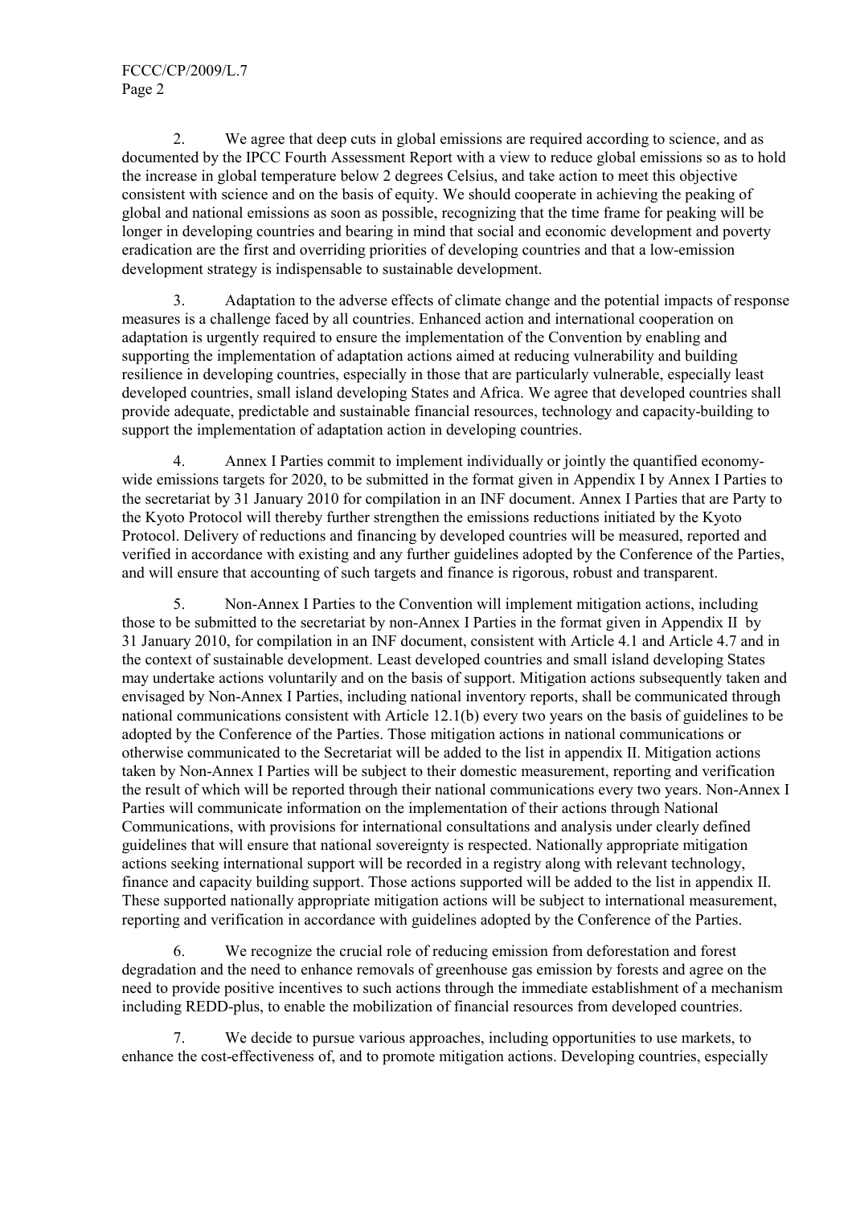2. We agree that deep cuts in global emissions are required according to science, and as documented by the IPCC Fourth Assessment Report with a view to reduce global emissions so as to hold the increase in global temperature below 2 degrees Celsius, and take action to meet this objective consistent with science and on the basis of equity. We should cooperate in achieving the peaking of global and national emissions as soon as possible, recognizing that the time frame for peaking will be longer in developing countries and bearing in mind that social and economic development and poverty eradication are the first and overriding priorities of developing countries and that a low-emission development strategy is indispensable to sustainable development.

3. Adaptation to the adverse effects of climate change and the potential impacts of response measures is a challenge faced by all countries. Enhanced action and international cooperation on adaptation is urgently required to ensure the implementation of the Convention by enabling and supporting the implementation of adaptation actions aimed at reducing vulnerability and building resilience in developing countries, especially in those that are particularly vulnerable, especially least developed countries, small island developing States and Africa. We agree that developed countries shall provide adequate, predictable and sustainable financial resources, technology and capacity-building to support the implementation of adaptation action in developing countries.

4. Annex I Parties commit to implement individually or jointly the quantified economy-wide emissions targets for 2020, to be submitted in the format given in Appendix I by Annex I Parties to the secretariat by 31 January 2010 for compilation in an INF document. Annex I Parties that are Party to the Kyoto Protocol will thereby further strengthen the emissions reductions initiated by the Kyoto Protocol. Delivery of reductions and financing by developed countries will be measured, reported and verified in accordance with existing and any further guidelines adopted by the Conference of the Parties, and will ensure that accounting of such targets and finance is rigorous, robust and transparent.

5. Non-Annex I Parties to the Convention will implement mitigation actions, including those to be submitted to the secretariat by non-Annex I Parties in the format given in Appendix II by 31 January 2010, for compilation in an INF document, consistent with Article 4.1 and Article 4.7 and in the context of sustainable development. Least developed countries and small island developing States may undertake actions voluntarily and on the basis of support. Mitigation actions subsequently taken and envisaged by Non-Annex I Parties, including national inventory reports, shall be communicated through national communications consistent with Article 12.1(b) every two years on the basis of guidelines to be adopted by the Conference of the Parties. Those mitigation actions in national communications or otherwise communicated to the Secretariat will be added to the list in appendix II. Mitigation actions taken by Non-Annex I Parties will be subject to their domestic measurement, reporting and verification the result of which will be reported through their national communications every two years. Non-Annex I Parties will communicate information on the implementation of their actions through National Communications, with provisions for international consultations and analysis under clearly defined guidelines that will ensure that national sovereignty is respected. Nationally appropriate mitigation actions seeking international support will be recorded in a registry along with relevant technology, finance and capacity building support. Those actions supported will be added to the list in appendix II. These supported nationally appropriate mitigation actions will be subject to international measurement, reporting and verification in accordance with guidelines adopted by the Conference of the Parties.

6. We recognize the crucial role of reducing emission from deforestation and forest degradation and the need to enhance removals of greenhouse gas emission by forests and agree on the need to provide positive incentives to such actions through the immediate establishment of a mechanism including REDD-plus, to enable the mobilization of financial resources from developed countries.

7. We decide to pursue various approaches, including opportunities to use markets, to enhance the cost-effectiveness of, and to promote mitigation actions. Developing countries, especially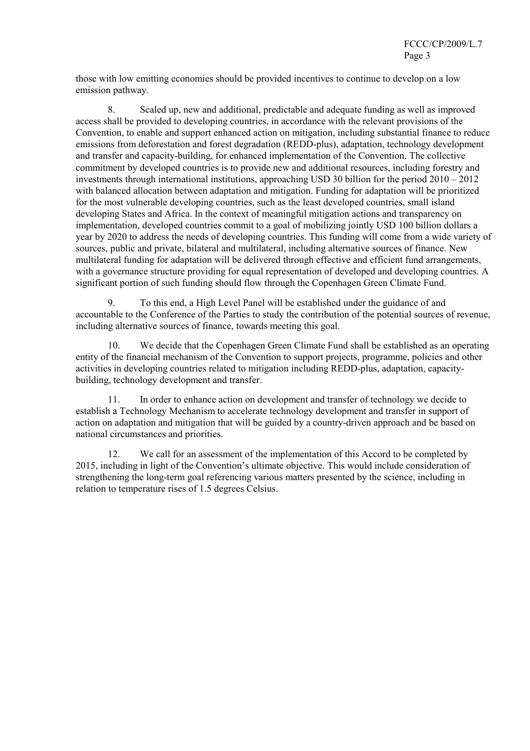those with low emitting economies should be provided incentives to continue to develop on a low emission pathway.

8. Scaled up, new and additional, predictable and adequate funding as well as improved access shall be provided to developing countries, in accordance with the relevant provisions of the Convention, to enable and support enhanced action on mitigation, including substantial finance to reduce emissions from deforestation and forest degradation (REDD-plus), adaptation, technology development and transfer and capacity-building, for enhanced implementation of the Convention. The collective commitment by developed countries is to provide new and additional resources, including forestry and investments through international institutions, approaching USD 30 billion for the period 2010 – 2012 with balanced allocation between adaptation and mitigation. Funding for adaptation will be prioritized for the most vulnerable developing countries, such as the least developed countries, small island developing States and Africa. In the context of meaningful mitigation actions and transparency on implementation, developed countries commit to a goal of mobilizing jointly USD 100 billion dollars a year by 2020 to address the needs of developing countries. This funding will come from a wide variety of sources, public and private, bilateral and multilateral, including alternative sources of finance. New multilateral funding for adaptation will be delivered through effective and efficient fund arrangements, with a governance structure providing for equal representation of developed and developing countries. A significant portion of such funding should flow through the Copenhagen Green Climate Fund.

9. To this end, a High Level Panel will be established under the guidance of and accountable to the Conference of the Parties to study the contribution of the potential sources of revenue, including alternative sources of finance, towards meeting this goal.

10. We decide that the Copenhagen Green Climate Fund shall be established as an operating entity of the financial mechanism of the Convention to support projects, programme, policies and other activities in developing countries related to mitigation including REDD-plus, adaptation, capacity-building, technology development and transfer.

11. In order to enhance action on development and transfer of technology we decide to establish a Technology Mechanism to accelerate technology development and transfer in support of action on adaptation and mitigation that will be guided by a country-driven approach and be based on national circumstances and priorities.

12. We call for an assessment of the implementation of this Accord to be completed by 2015, including in light of the Convention's ultimate objective. This would include consideration of strengthening the long-term goal referencing various matters presented by the science, including in relation to temperature rises of 1.5 degrees Celsius.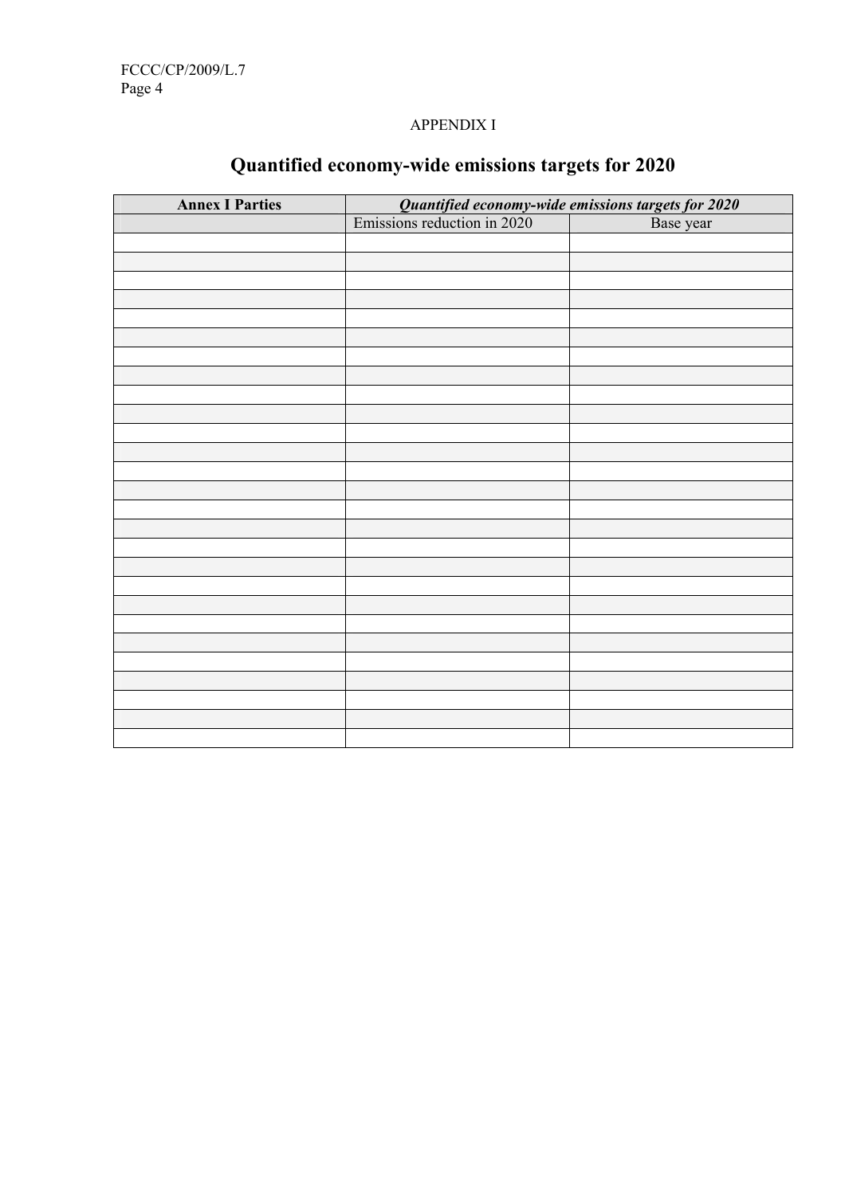APPENDIX I

# Quantified economy-wide emissions targets for 2020

| **Annex I Parties** | ***Quantified economy-wide emissions targets for 2020*** | |
|---|---|---|
| | Emissions reduction in 2020 | Base year |
| | | |
| | | |
| | | |
| | | |
| | | |
| | | |
| | | |
| | | |
| | | |
| | | |
| | | |
| | | |
| | | |
| | | |
| | | |
| | | |
| | | |
| | | |
| | | |
| | | |
| | | |
| | | |
| | | |
| | | |
| | | |
| | | |
| | | |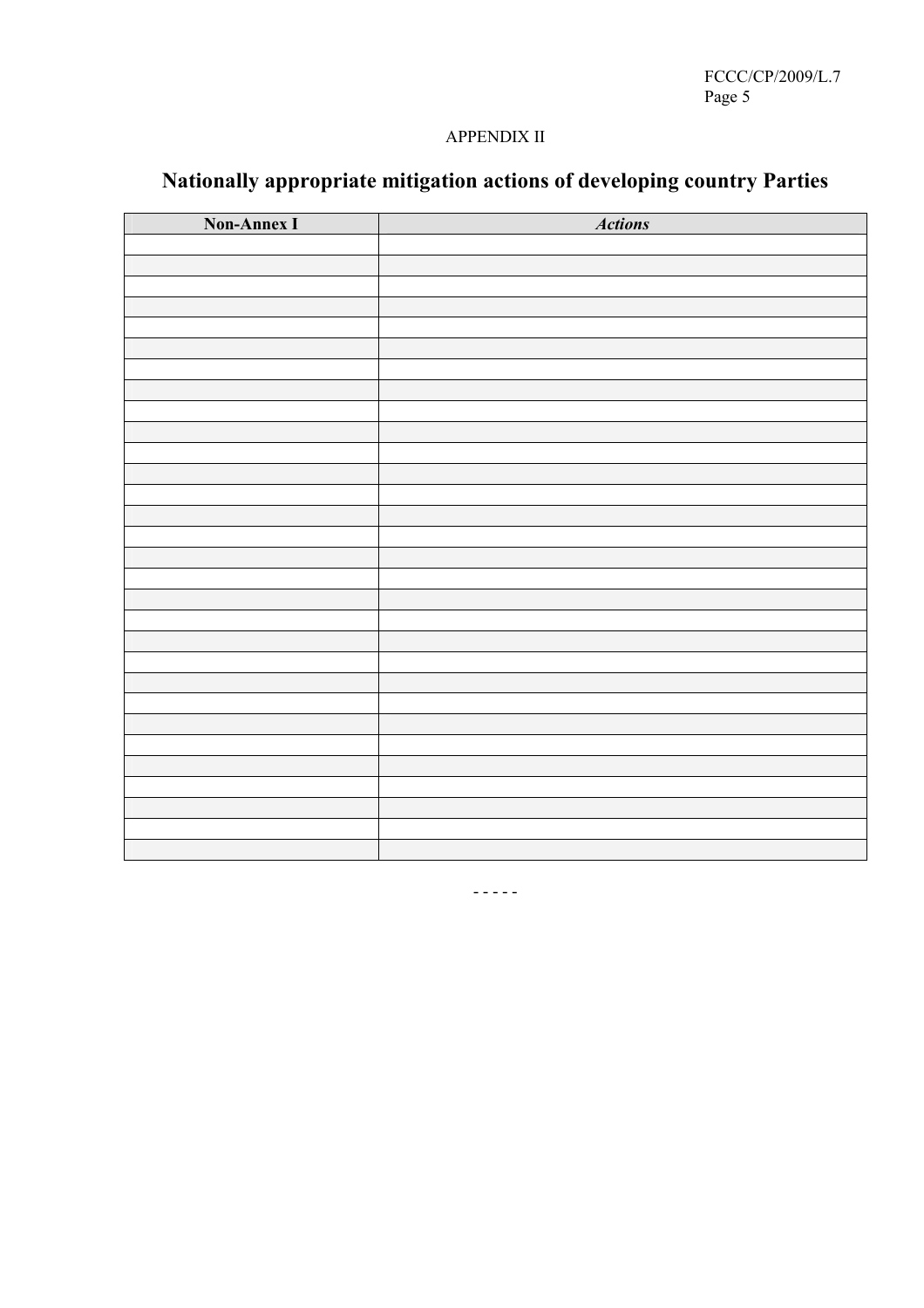APPENDIX II

# Nationally appropriate mitigation actions of developing country Parties

| **Non-Annex I** | ***Actions*** |
| --- | --- |
| | |
| | |
| | |
| | |
| | |
| | |
| | |
| | |
| | |
| | |
| | |
| | |
| | |
| | |
| | |
| | |
| | |
| | |
| | |
| | |
| | |
| | |
| | |
| | |
| | |
| | |
| | |
| | |
| | |
| | |

- - - - -